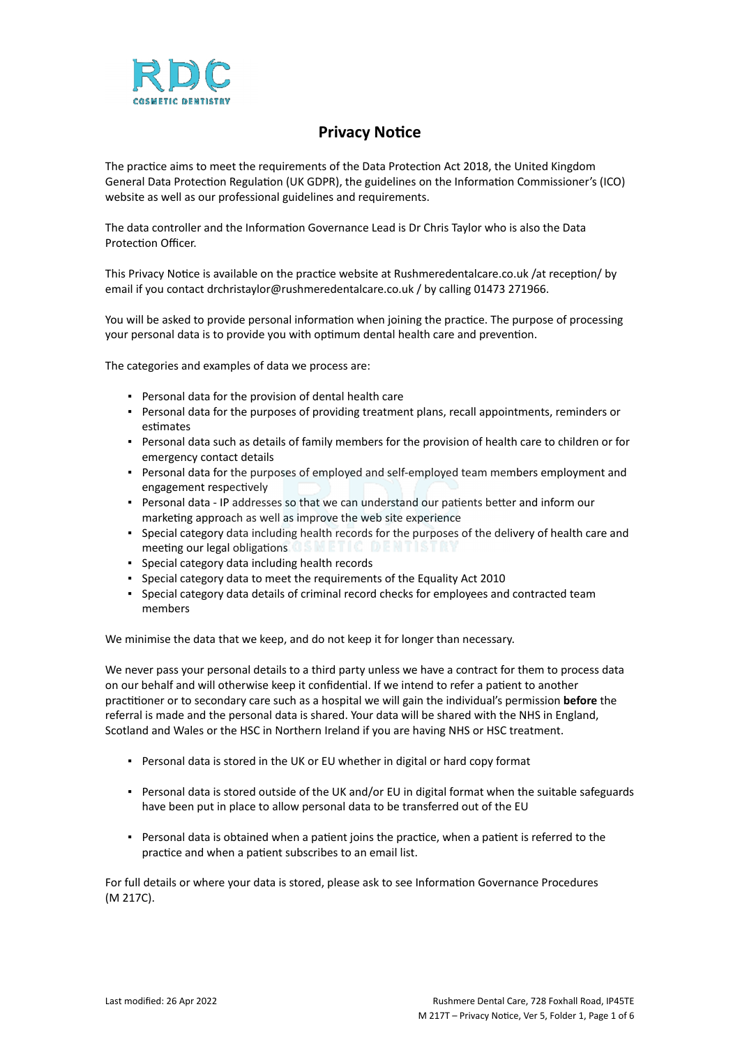# Privacy Notice

The practice aims to meet the requirements of the Data Protection Act 2018, the United Kingdom General Data Protection Regulation (UK GDPR), the guidelines on the Information Commissioner's (ICO) website as well as our professional guidelines and requirements.

The data controller and the Information Governance Lead is Dr Chris Taylor who is also the Data Protection Officer.

This Privacy Notice is available on the practice website at Rushmeredentalcare.co.uk /at reception/ by email if you contact drchristaylor@rushmeredentalcare.co.uk / by calling 01473 271966.

You will be asked to provide personal information when joining the practice. The purpose of processing your personal data is to provide you with optimum dental health care and prevention.

The categories and examples of data we process are:

- Personal data for the provision of dental health care
- Personal data for the purposes of providing treatment plans, recall appointments, reminders or estimates
- Personal data such as details of family members for the provision of health care to children or for emergency contact details
- Personal data for the purposes of employed and self-employed team members employment and engagement respectively
- Personal data - IP addresses so that we can understand our patients better and inform our marketing approach as well as improve the web site experience
- Special category data including health records for the purposes of the delivery of health care and meeting our legal obligations
- Special category data including health records
- Special category data to meet the requirements of the Equality Act 2010
- Special category data details of criminal record checks for employees and contracted team members

We minimise the data that we keep, and do not keep it for longer than necessary.

We never pass your personal details to a third party unless we have a contract for them to process data on our behalf and will otherwise keep it confidential. If we intend to refer a patient to another practitioner or to secondary care such as a hospital we will gain the individual's permission **before** the referral is made and the personal data is shared. Your data will be shared with the NHS in England, Scotland and Wales or the HSC in Northern Ireland if you are having NHS or HSC treatment.

- Personal data is stored in the UK or EU whether in digital or hard copy format
- Personal data is stored outside of the UK and/or EU in digital format when the suitable safeguards have been put in place to allow personal data to be transferred out of the EU
- Personal data is obtained when a patient joins the practice, when a patient is referred to the practice and when a patient subscribes to an email list.

For full details or where your data is stored, please ask to see Information Governance Procedures (M 217C).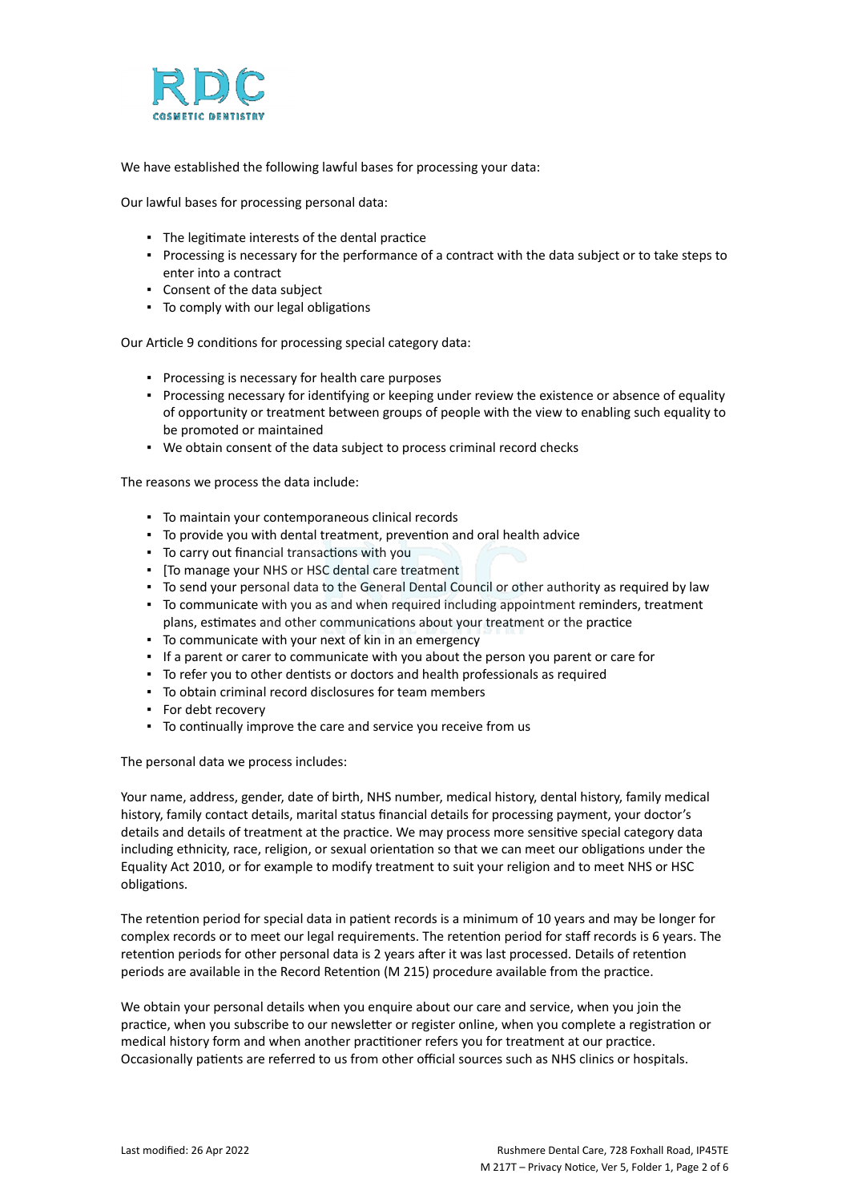We have established the following lawful bases for processing your data:

Our lawful bases for processing personal data:

- The legitimate interests of the dental practice
- Processing is necessary for the performance of a contract with the data subject or to take steps to enter into a contract
- Consent of the data subject
- To comply with our legal obligations

Our Article 9 conditions for processing special category data:

- Processing is necessary for health care purposes
- Processing necessary for identifying or keeping under review the existence or absence of equality of opportunity or treatment between groups of people with the view to enabling such equality to be promoted or maintained
- We obtain consent of the data subject to process criminal record checks

The reasons we process the data include:

- To maintain your contemporaneous clinical records
- To provide you with dental treatment, prevention and oral health advice
- To carry out financial transactions with you
- [To manage your NHS or HSC dental care treatment
- To send your personal data to the General Dental Council or other authority as required by law
- To communicate with you as and when required including appointment reminders, treatment plans, estimates and other communications about your treatment or the practice
- To communicate with your next of kin in an emergency
- If a parent or carer to communicate with you about the person you parent or care for
- To refer you to other dentists or doctors and health professionals as required
- To obtain criminal record disclosures for team members
- For debt recovery
- To continually improve the care and service you receive from us

The personal data we process includes:

Your name, address, gender, date of birth, NHS number, medical history, dental history, family medical history, family contact details, marital status financial details for processing payment, your doctor's details and details of treatment at the practice. We may process more sensitive special category data including ethnicity, race, religion, or sexual orientation so that we can meet our obligations under the Equality Act 2010, or for example to modify treatment to suit your religion and to meet NHS or HSC obligations.

The retention period for special data in patient records is a minimum of 10 years and may be longer for complex records or to meet our legal requirements. The retention period for staff records is 6 years. The retention periods for other personal data is 2 years after it was last processed. Details of retention periods are available in the Record Retention (M 215) procedure available from the practice.

We obtain your personal details when you enquire about our care and service, when you join the practice, when you subscribe to our newsletter or register online, when you complete a registration or medical history form and when another practitioner refers you for treatment at our practice. Occasionally patients are referred to us from other official sources such as NHS clinics or hospitals.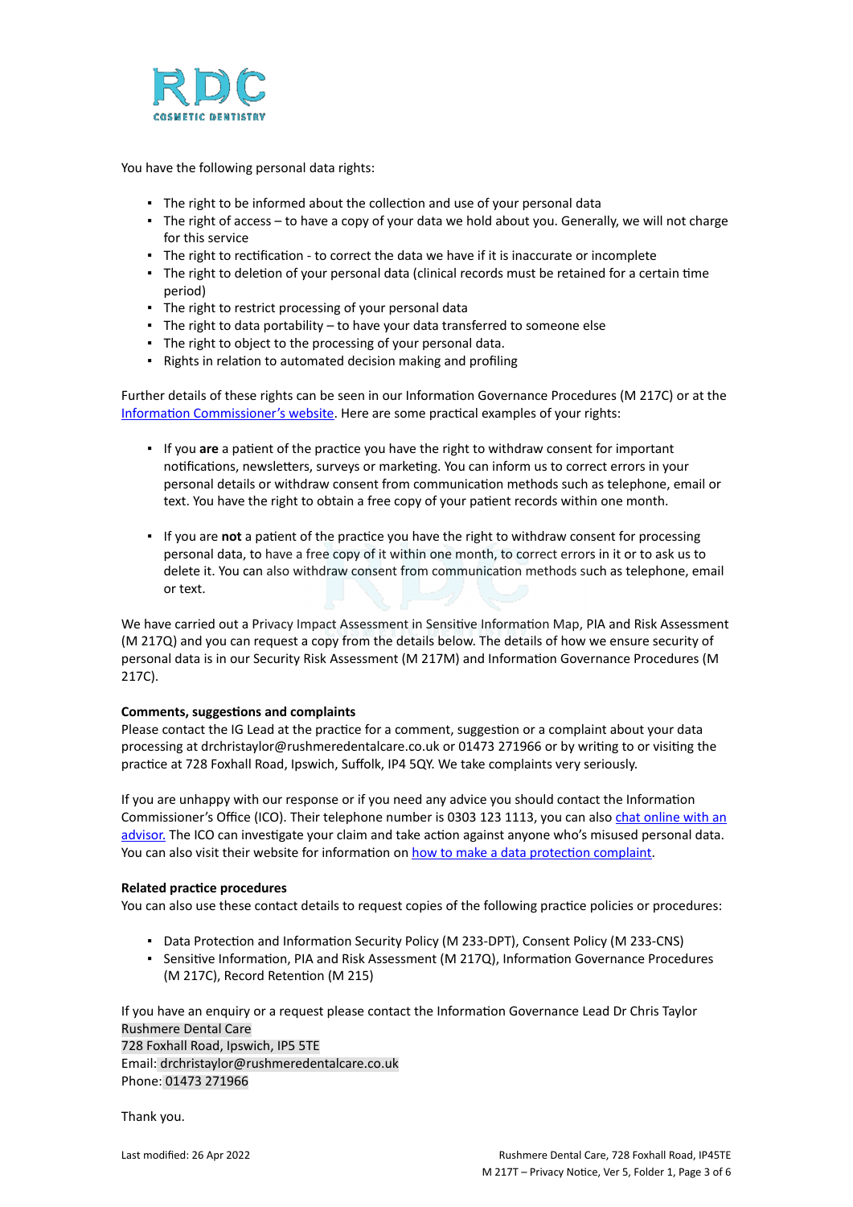You have the following personal data rights:

- The right to be informed about the collection and use of your personal data
- The right of access – to have a copy of your data we hold about you. Generally, we will not charge for this service
- The right to rectification - to correct the data we have if it is inaccurate or incomplete
- The right to deletion of your personal data (clinical records must be retained for a certain time period)
- The right to restrict processing of your personal data
- The right to data portability – to have your data transferred to someone else
- The right to object to the processing of your personal data.
- Rights in relation to automated decision making and profiling

Further details of these rights can be seen in our Information Governance Procedures (M 217C) or at the [Information Commissioner's website](). Here are some practical examples of your rights:

- If you **are** a patient of the practice you have the right to withdraw consent for important notifications, newsletters, surveys or marketing. You can inform us to correct errors in your personal details or withdraw consent from communication methods such as telephone, email or text. You have the right to obtain a free copy of your patient records within one month.

- If you are **not** a patient of the practice you have the right to withdraw consent for processing personal data, to have a free copy of it within one month, to correct errors in it or to ask us to delete it. You can also withdraw consent from communication methods such as telephone, email or text.

We have carried out a Privacy Impact Assessment in Sensitive Information Map, PIA and Risk Assessment (M 217Q) and you can request a copy from the details below. The details of how we ensure security of personal data is in our Security Risk Assessment (M 217M) and Information Governance Procedures (M 217C).

**Comments, suggestions and complaints**
Please contact the IG Lead at the practice for a comment, suggestion or a complaint about your data processing at drchristaylor@rushmeredentalcare.co.uk or 01473 271966 or by writing to or visiting the practice at 728 Foxhall Road, Ipswich, Suffolk, IP4 5QY. We take complaints very seriously.

If you are unhappy with our response or if you need any advice you should contact the Information Commissioner's Office (ICO). Their telephone number is 0303 123 1113, you can also [chat online with an advisor](). The ICO can investigate your claim and take action against anyone who's misused personal data. You can also visit their website for information on [how to make a data protection complaint]().

**Related practice procedures**
You can also use these contact details to request copies of the following practice policies or procedures:

- Data Protection and Information Security Policy (M 233-DPT), Consent Policy (M 233-CNS)
- Sensitive Information, PIA and Risk Assessment (M 217Q), Information Governance Procedures (M 217C), Record Retention (M 215)

If you have an enquiry or a request please contact the Information Governance Lead Dr Chris Taylor
Rushmere Dental Care
728 Foxhall Road, Ipswich, IP5 5TE
Email: drchristaylor@rushmeredentalcare.co.uk
Phone: 01473 271966

Thank you.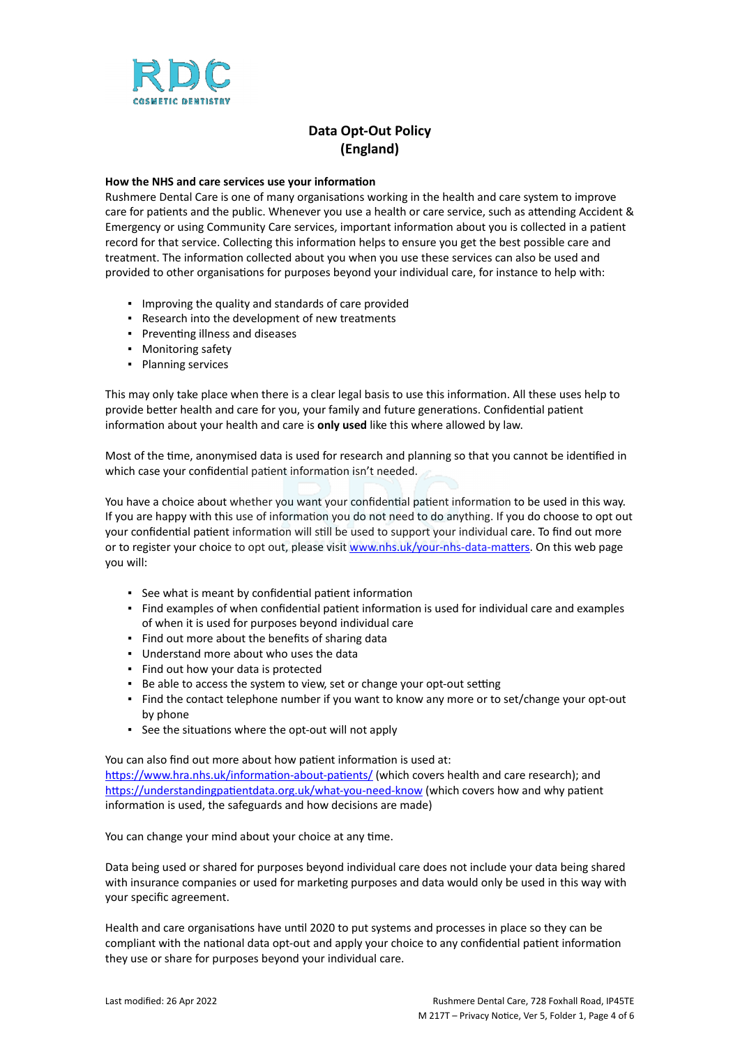# Data Opt-Out Policy (England)

**How the NHS and care services use your information**

Rushmere Dental Care is one of many organisations working in the health and care system to improve care for patients and the public. Whenever you use a health or care service, such as attending Accident & Emergency or using Community Care services, important information about you is collected in a patient record for that service. Collecting this information helps to ensure you get the best possible care and treatment. The information collected about you when you use these services can also be used and provided to other organisations for purposes beyond your individual care, for instance to help with:

- Improving the quality and standards of care provided
- Research into the development of new treatments
- Preventing illness and diseases
- Monitoring safety
- Planning services

This may only take place when there is a clear legal basis to use this information. All these uses help to provide better health and care for you, your family and future generations. Confidential patient information about your health and care is **only used** like this where allowed by law.

Most of the time, anonymised data is used for research and planning so that you cannot be identified in which case your confidential patient information isn't needed.

You have a choice about whether you want your confidential patient information to be used in this way. If you are happy with this use of information you do not need to do anything. If you do choose to opt out your confidential patient information will still be used to support your individual care. To find out more or to register your choice to opt out, please visit www.nhs.uk/your-nhs-data-matters. On this web page you will:

- See what is meant by confidential patient information
- Find examples of when confidential patient information is used for individual care and examples of when it is used for purposes beyond individual care
- Find out more about the benefits of sharing data
- Understand more about who uses the data
- Find out how your data is protected
- Be able to access the system to view, set or change your opt-out setting
- Find the contact telephone number if you want to know any more or to set/change your opt-out by phone
- See the situations where the opt-out will not apply

You can also find out more about how patient information is used at: https://www.hra.nhs.uk/information-about-patients/ (which covers health and care research); and https://understandingpatientdata.org.uk/what-you-need-know (which covers how and why patient information is used, the safeguards and how decisions are made)

You can change your mind about your choice at any time.

Data being used or shared for purposes beyond individual care does not include your data being shared with insurance companies or used for marketing purposes and data would only be used in this way with your specific agreement.

Health and care organisations have until 2020 to put systems and processes in place so they can be compliant with the national data opt-out and apply your choice to any confidential patient information they use or share for purposes beyond your individual care.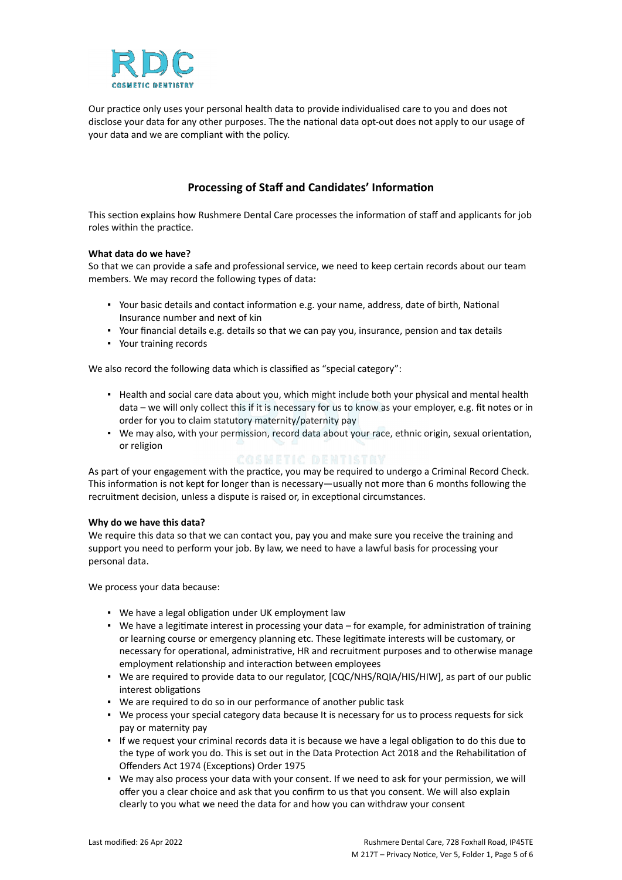Our practice only uses your personal health data to provide individualised care to you and does not disclose your data for any other purposes. The the national data opt-out does not apply to our usage of your data and we are compliant with the policy.

## Processing of Staff and Candidates' Information

This section explains how Rushmere Dental Care processes the information of staff and applicants for job roles within the practice.

**What data do we have?**
So that we can provide a safe and professional service, we need to keep certain records about our team members. We may record the following types of data:

- Your basic details and contact information e.g. your name, address, date of birth, National Insurance number and next of kin
- Your financial details e.g. details so that we can pay you, insurance, pension and tax details
- Your training records

We also record the following data which is classified as "special category":

- Health and social care data about you, which might include both your physical and mental health data – we will only collect this if it is necessary for us to know as your employer, e.g. fit notes or in order for you to claim statutory maternity/paternity pay
- We may also, with your permission, record data about your race, ethnic origin, sexual orientation, or religion

As part of your engagement with the practice, you may be required to undergo a Criminal Record Check. This information is not kept for longer than is necessary—usually not more than 6 months following the recruitment decision, unless a dispute is raised or, in exceptional circumstances.

**Why do we have this data?**
We require this data so that we can contact you, pay you and make sure you receive the training and support you need to perform your job. By law, we need to have a lawful basis for processing your personal data.

We process your data because:

- We have a legal obligation under UK employment law
- We have a legitimate interest in processing your data – for example, for administration of training or learning course or emergency planning etc. These legitimate interests will be customary, or necessary for operational, administrative, HR and recruitment purposes and to otherwise manage employment relationship and interaction between employees
- We are required to provide data to our regulator, [CQC/NHS/RQIA/HIS/HIW], as part of our public interest obligations
- We are required to do so in our performance of another public task
- We process your special category data because It is necessary for us to process requests for sick pay or maternity pay
- If we request your criminal records data it is because we have a legal obligation to do this due to the type of work you do. This is set out in the Data Protection Act 2018 and the Rehabilitation of Offenders Act 1974 (Exceptions) Order 1975
- We may also process your data with your consent. If we need to ask for your permission, we will offer you a clear choice and ask that you confirm to us that you consent. We will also explain clearly to you what we need the data for and how you can withdraw your consent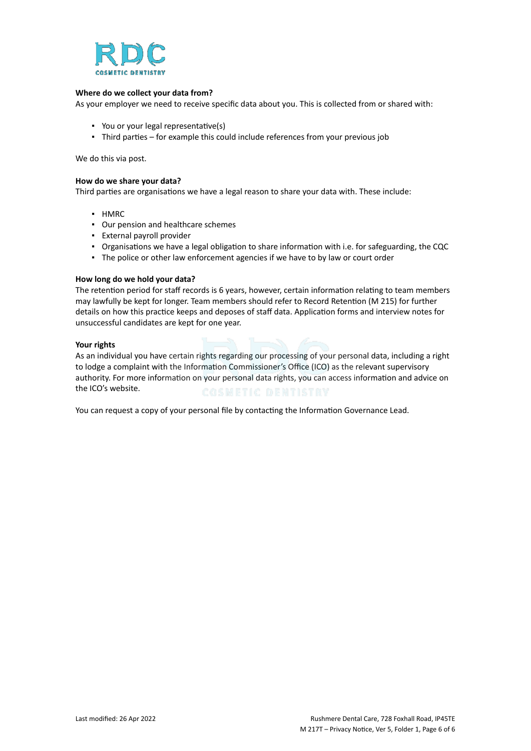**Where do we collect your data from?**
As your employer we need to receive specific data about you. This is collected from or shared with:

- You or your legal representative(s)
- Third parties – for example this could include references from your previous job

We do this via post.

**How do we share your data?**
Third parties are organisations we have a legal reason to share your data with. These include:

- HMRC
- Our pension and healthcare schemes
- External payroll provider
- Organisations we have a legal obligation to share information with i.e. for safeguarding, the CQC
- The police or other law enforcement agencies if we have to by law or court order

**How long do we hold your data?**
The retention period for staff records is 6 years, however, certain information relating to team members may lawfully be kept for longer. Team members should refer to Record Retention (M 215) for further details on how this practice keeps and deposes of staff data. Application forms and interview notes for unsuccessful candidates are kept for one year.

**Your rights**
As an individual you have certain rights regarding our processing of your personal data, including a right to lodge a complaint with the Information Commissioner's Office (ICO) as the relevant supervisory authority. For more information on your personal data rights, you can access information and advice on the ICO's website.

You can request a copy of your personal file by contacting the Information Governance Lead.